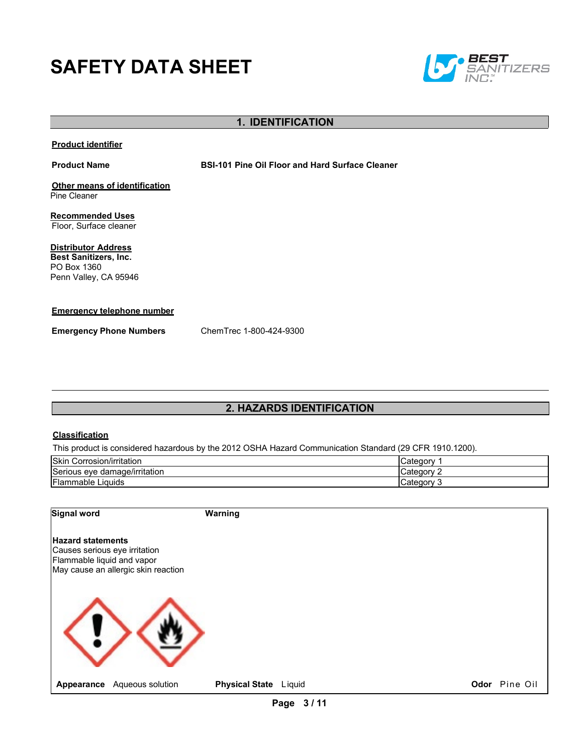# SAFETY DATA SHEET

BEST SANITIZERS INC.™

## 1. IDENTIFICATION

**Product identifier**

**Product Name** BSI-101 Pine Oil Floor and Hard Surface Cleaner

**Other means of identification**
Pine Cleaner

**Recommended Uses**
Floor, Surface cleaner

**Distributor Address**
**Best Sanitizers, Inc.**
PO Box 1360
Penn Valley, CA 95946

**Emergency telephone number**

**Emergency Phone Numbers** ChemTrec 1-800-424-9300

## 2. HAZARDS IDENTIFICATION

**Classification**

This product is considered hazardous by the 2012 OSHA Hazard Communication Standard (29 CFR 1910.1200).

| | |
|---|---|
| Skin Corrosion/irritation | Category 1 |
| Serious eye damage/irritation | Category 2 |
| Flammable Liquids | Category 3 |

**Signal word** Warning

**Hazard statements**
Causes serious eye irritation
Flammable liquid and vapor
May cause an allergic skin reaction

**Appearance** Aqueous solution **Physical State** Liquid **Odor** Pine Oil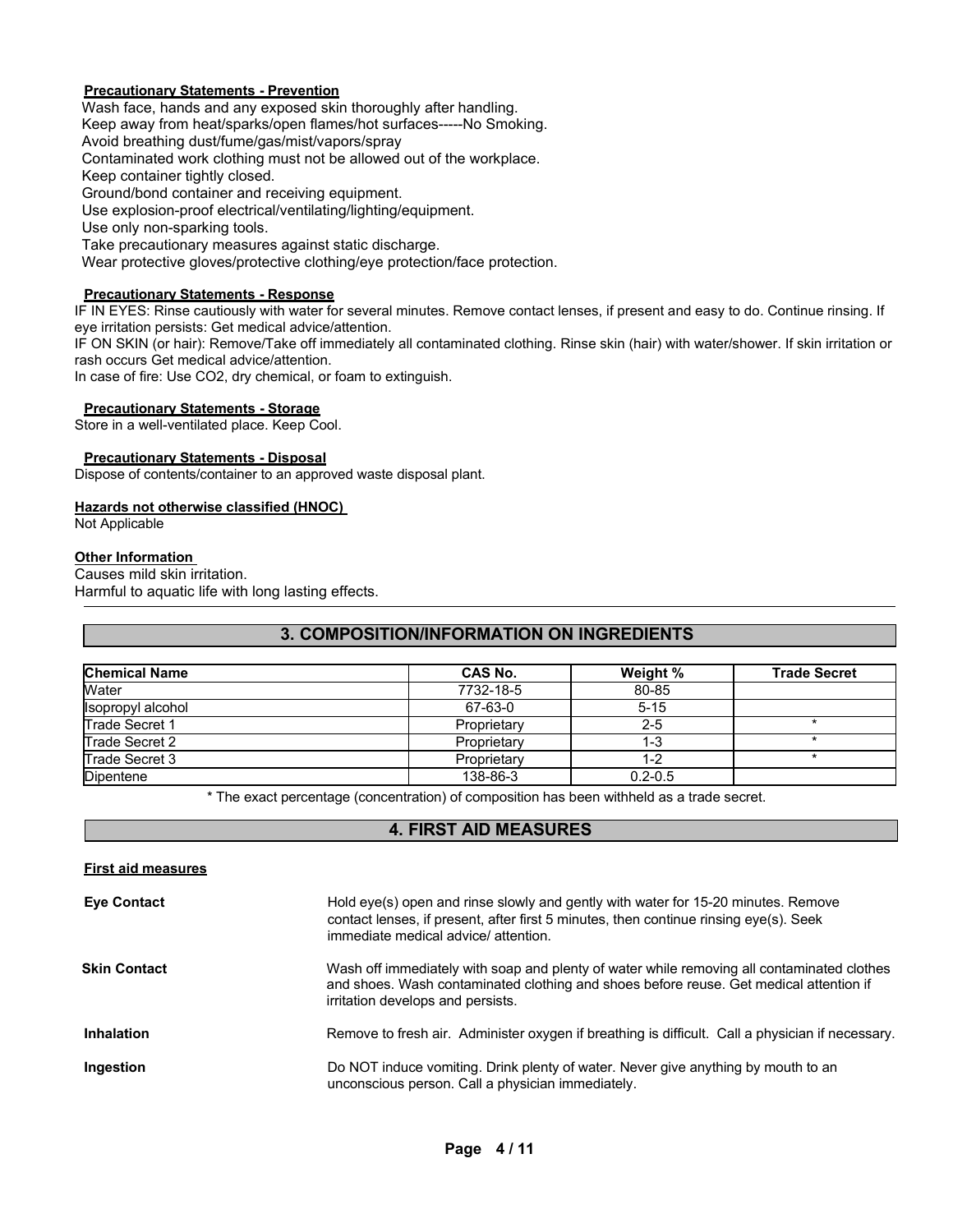**Precautionary Statements - Prevention**

Wash face, hands and any exposed skin thoroughly after handling.
Keep away from heat/sparks/open flames/hot surfaces-----No Smoking.
Avoid breathing dust/fume/gas/mist/vapors/spray
Contaminated work clothing must not be allowed out of the workplace.
Keep container tightly closed.
Ground/bond container and receiving equipment.
Use explosion-proof electrical/ventilating/lighting/equipment.
Use only non-sparking tools.
Take precautionary measures against static discharge.
Wear protective gloves/protective clothing/eye protection/face protection.

**Precautionary Statements - Response**

IF IN EYES: Rinse cautiously with water for several minutes. Remove contact lenses, if present and easy to do. Continue rinsing. If eye irritation persists: Get medical advice/attention.
IF ON SKIN (or hair): Remove/Take off immediately all contaminated clothing. Rinse skin (hair) with water/shower. If skin irritation or rash occurs Get medical advice/attention.
In case of fire: Use CO2, dry chemical, or foam to extinguish.

**Precautionary Statements - Storage**

Store in a well-ventilated place. Keep Cool.

**Precautionary Statements - Disposal**

Dispose of contents/container to an approved waste disposal plant.

**Hazards not otherwise classified (HNOC)**

Not Applicable

**Other Information**

Causes mild skin irritation.
Harmful to aquatic life with long lasting effects.

## 3. COMPOSITION/INFORMATION ON INGREDIENTS

| Chemical Name | CAS No. | Weight % | Trade Secret |
|---|---|---|---|
| Water | 7732-18-5 | 80-85 | |
| Isopropyl alcohol | 67-63-0 | 5-15 | |
| Trade Secret 1 | Proprietary | 2-5 | * |
| Trade Secret 2 | Proprietary | 1-3 | * |
| Trade Secret 3 | Proprietary | 1-2 | * |
| Dipentene | 138-86-3 | 0.2-0.5 | |

* The exact percentage (concentration) of composition has been withheld as a trade secret.

## 4. FIRST AID MEASURES

**First aid measures**

**Eye Contact**: Hold eye(s) open and rinse slowly and gently with water for 15-20 minutes. Remove contact lenses, if present, after first 5 minutes, then continue rinsing eye(s). Seek immediate medical advice/ attention.

**Skin Contact**: Wash off immediately with soap and plenty of water while removing all contaminated clothes and shoes. Wash contaminated clothing and shoes before reuse. Get medical attention if irritation develops and persists.

**Inhalation**: Remove to fresh air. Administer oxygen if breathing is difficult. Call a physician if necessary.

**Ingestion**: Do NOT induce vomiting. Drink plenty of water. Never give anything by mouth to an unconscious person. Call a physician immediately.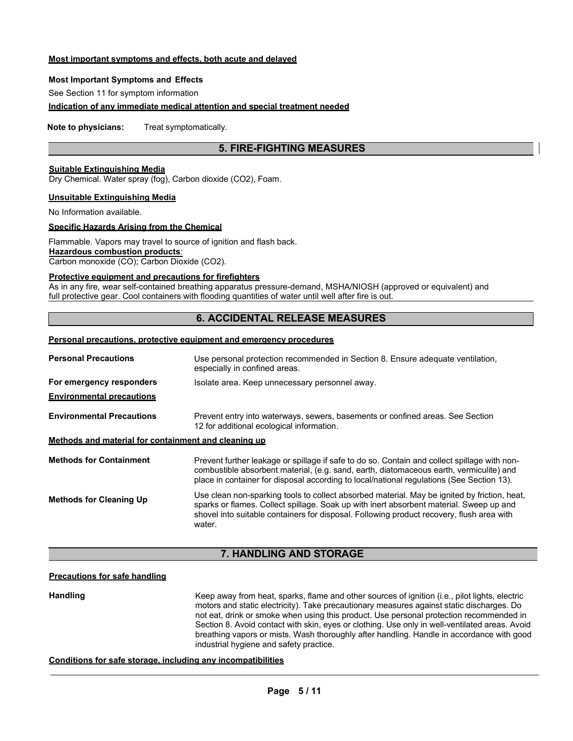**Most important symptoms and effects, both acute and delayed**

**Most Important Symptoms and Effects**

See Section 11 for symptom information

**Indication of any immediate medical attention and special treatment needed**

**Note to physicians:** Treat symptomatically.

## 5. FIRE-FIGHTING MEASURES

**Suitable Extinguishing Media**

Dry Chemical. Water spray (fog), Carbon dioxide ($CO_2$), Foam.

**Unsuitable Extinguishing Media**

No Information available.

**Specific Hazards Arising from the Chemical**

Flammable. Vapors may travel to source of ignition and flash back.

**Hazardous combustion products**:

Carbon monoxide (CO); Carbon Dioxide ($CO_2$).

**Protective equipment and precautions for firefighters**

As in any fire, wear self-contained breathing apparatus pressure-demand, MSHA/NIOSH (approved or equivalent) and full protective gear. Cool containers with flooding quantities of water until well after fire is out.

## 6. ACCIDENTAL RELEASE MEASURES

**Personal precautions, protective equipment and emergency procedures**

**Personal Precautions** Use personal protection recommended in Section 8. Ensure adequate ventilation, especially in confined areas.

**For emergency responders** Isolate area. Keep unnecessary personnel away.

**Environmental precautions**

**Environmental Precautions** Prevent entry into waterways, sewers, basements or confined areas. See Section 12 for additional ecological information.

**Methods and material for containment and cleaning up**

**Methods for Containment** Prevent further leakage or spillage if safe to do so. Contain and collect spillage with non-combustible absorbent material, (e.g. sand, earth, diatomaceous earth, vermiculite) and place in container for disposal according to local/national regulations (See Section 13).

**Methods for Cleaning Up** Use clean non-sparking tools to collect absorbed material. May be ignited by friction, heat, sparks or flames. Collect spillage. Soak up with inert absorbent material. Sweep up and shovel into suitable containers for disposal. Following product recovery, flush area with water.

## 7. HANDLING AND STORAGE

**Precautions for safe handling**

**Handling** Keep away from heat, sparks, flame and other sources of ignition (i.e., pilot lights, electric motors and static electricity). Take precautionary measures against static discharges. Do not eat, drink or smoke when using this product. Use personal protection recommended in Section 8. Avoid contact with skin, eyes or clothing. Use only in well-ventilated areas. Avoid breathing vapors or mists. Wash thoroughly after handling. Handle in accordance with good industrial hygiene and safety practice.

**Conditions for safe storage, including any incompatibilities**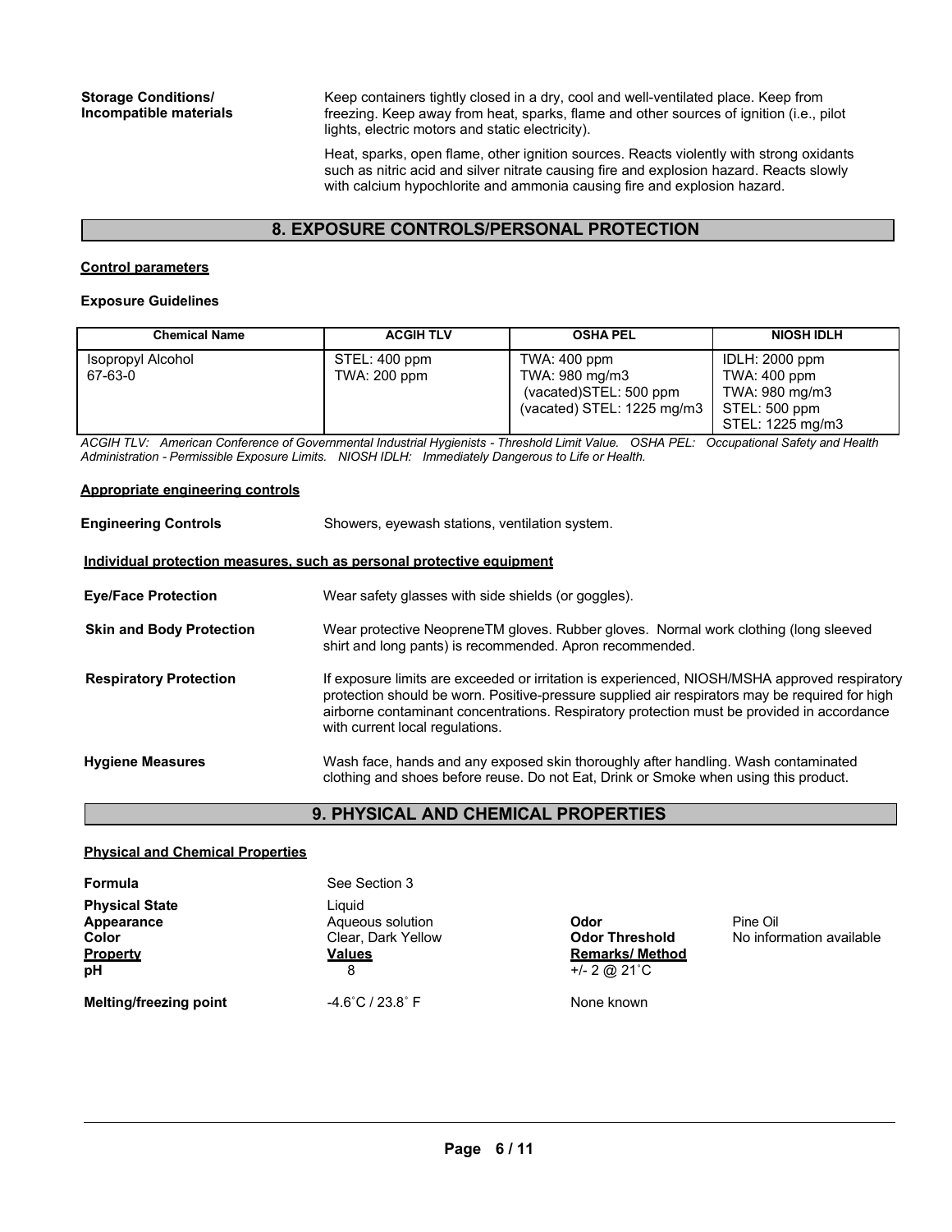**Storage Conditions/ Incompatible materials**

Keep containers tightly closed in a dry, cool and well-ventilated place. Keep from freezing. Keep away from heat, sparks, flame and other sources of ignition (i.e., pilot lights, electric motors and static electricity).

Heat, sparks, open flame, other ignition sources. Reacts violently with strong oxidants such as nitric acid and silver nitrate causing fire and explosion hazard. Reacts slowly with calcium hypochlorite and ammonia causing fire and explosion hazard.

## 8. EXPOSURE CONTROLS/PERSONAL PROTECTION

**Control parameters**

**Exposure Guidelines**

| Chemical Name | ACGIH TLV | OSHA PEL | NIOSH IDLH |
|---|---|---|---|
| Isopropyl Alcohol<br>67-63-0 | STEL: 400 ppm<br>TWA: 200 ppm | TWA: 400 ppm<br>TWA: 980 mg/m3<br>(vacated)STEL: 500 ppm<br>(vacated) STEL: 1225 mg/m3 | IDLH: 2000 ppm<br>TWA: 400 ppm<br>TWA: 980 mg/m3<br>STEL: 500 ppm<br>STEL: 1225 mg/m3 |

*ACGIH TLV: American Conference of Governmental Industrial Hygienists - Threshold Limit Value. OSHA PEL: Occupational Safety and Health Administration - Permissible Exposure Limits. NIOSH IDLH: Immediately Dangerous to Life or Health.*

**Appropriate engineering controls**

**Engineering Controls** — Showers, eyewash stations, ventilation system.

**Individual protection measures, such as personal protective equipment**

**Eye/Face Protection** — Wear safety glasses with side shields (or goggles).

**Skin and Body Protection** — Wear protective NeopreneTM gloves. Rubber gloves. Normal work clothing (long sleeved shirt and long pants) is recommended. Apron recommended.

**Respiratory Protection** — If exposure limits are exceeded or irritation is experienced, NIOSH/MSHA approved respiratory protection should be worn. Positive-pressure supplied air respirators may be required for high airborne contaminant concentrations. Respiratory protection must be provided in accordance with current local regulations.

**Hygiene Measures** — Wash face, hands and any exposed skin thoroughly after handling. Wash contaminated clothing and shoes before reuse. Do not Eat, Drink or Smoke when using this product.

## 9. PHYSICAL AND CHEMICAL PROPERTIES

**Physical and Chemical Properties**

**Formula** — See Section 3

**Physical State** — Liquid

**Appearance** — Aqueous solution

**Color** — Clear, Dark Yellow

**Odor** — Pine Oil

**Odor Threshold** — No information available

| Property | Values | Remarks/ Method |
|---|---|---|
| pH | 8 | +/- 2 @ 21˚C |
| Melting/freezing point | -4.6˚C / 23.8˚ F | None known |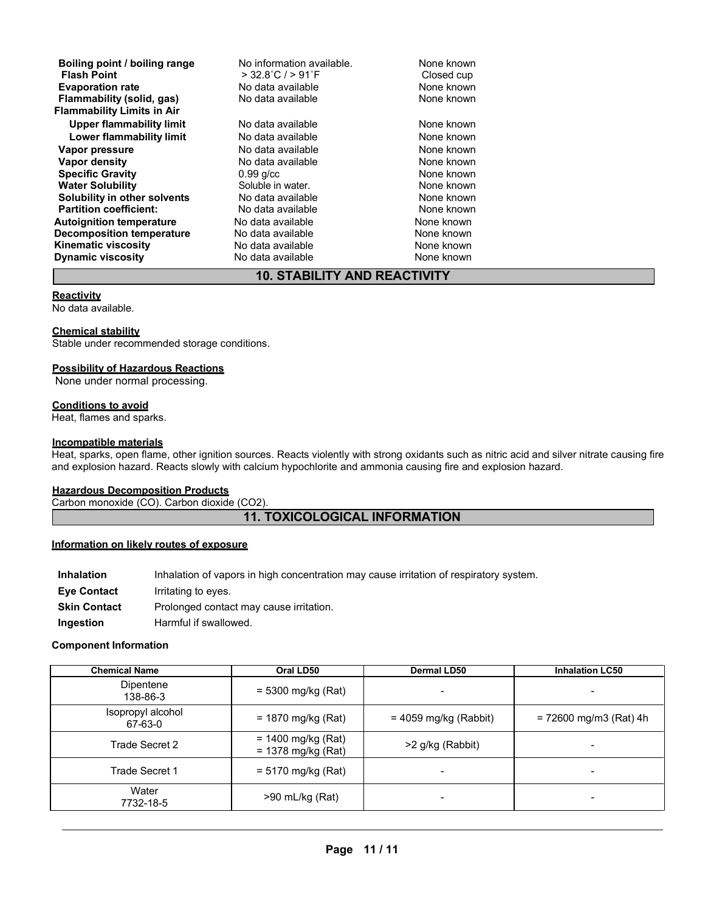| | | |
|---|---|---|
| **Boiling point / boiling range** | No information available. | None known |
| **Flash Point** | > 32.8˚C / > 91˚F | Closed cup |
| **Evaporation rate** | No data available | None known |
| **Flammability (solid, gas)** | No data available | None known |
| **Flammability Limits in Air** | | |
| **Upper flammability limit** | No data available | None known |
| **Lower flammability limit** | No data available | None known |
| **Vapor pressure** | No data available | None known |
| **Vapor density** | No data available | None known |
| **Specific Gravity** | 0.99 g/cc | None known |
| **Water Solubility** | Soluble in water. | None known |
| **Solubility in other solvents** | No data available | None known |
| **Partition coefficient:** | No data available | None known |
| **Autoignition temperature** | No data available | None known |
| **Decomposition temperature** | No data available | None known |
| **Kinematic viscosity** | No data available | None known |
| **Dynamic viscosity** | No data available | None known |

## 10. STABILITY AND REACTIVITY

**Reactivity**

No data available.

**Chemical stability**

Stable under recommended storage conditions.

**Possibility of Hazardous Reactions**

None under normal processing.

**Conditions to avoid**

Heat, flames and sparks.

**Incompatible materials**

Heat, sparks, open flame, other ignition sources. Reacts violently with strong oxidants such as nitric acid and silver nitrate causing fire and explosion hazard. Reacts slowly with calcium hypochlorite and ammonia causing fire and explosion hazard.

**Hazardous Decomposition Products**

Carbon monoxide (CO). Carbon dioxide (CO2).

## 11. TOXICOLOGICAL INFORMATION

**Information on likely routes of exposure**

| | |
|---|---|
| **Inhalation** | Inhalation of vapors in high concentration may cause irritation of respiratory system. |
| **Eye Contact** | Irritating to eyes. |
| **Skin Contact** | Prolonged contact may cause irritation. |
| **Ingestion** | Harmful if swallowed. |

**Component Information**

| Chemical Name | Oral LD50 | Dermal LD50 | Inhalation LC50 |
|---|---|---|---|
| Dipentene 138-86-3 | = 5300 mg/kg (Rat) | - | - |
| Isopropyl alcohol 67-63-0 | = 1870 mg/kg (Rat) | = 4059 mg/kg (Rabbit) | = 72600 mg/m3 (Rat) 4h |
| Trade Secret 2 | = 1400 mg/kg (Rat) = 1378 mg/kg (Rat) | >2 g/kg (Rabbit) | - |
| Trade Secret 1 | = 5170 mg/kg (Rat) | - | - |
| Water 7732-18-5 | >90 mL/kg (Rat) | - | - |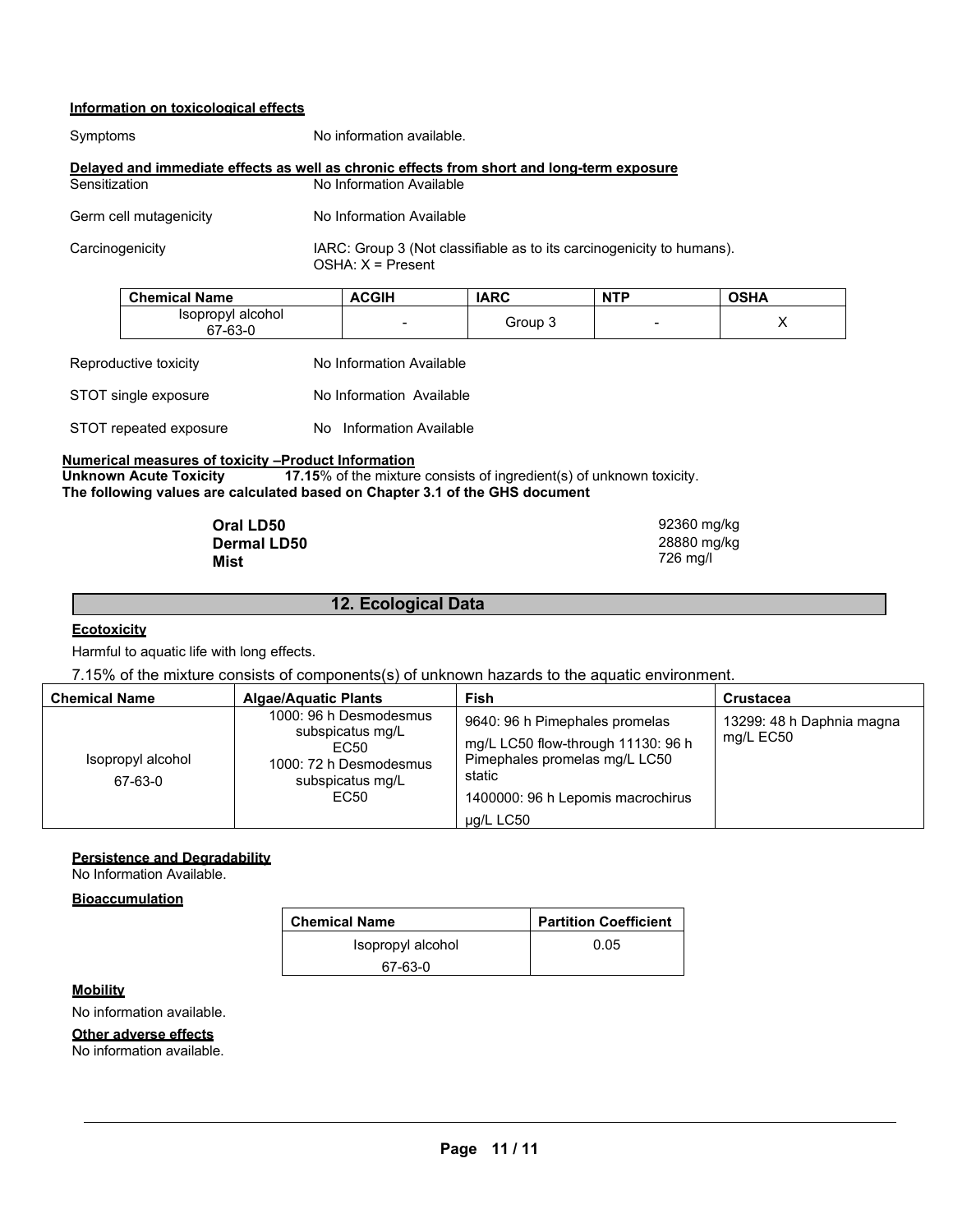**Information on toxicological effects**

Symptoms No information available.

**Delayed and immediate effects as well as chronic effects from short and long-term exposure**

Sensitization No Information Available

Germ cell mutagenicity No Information Available

Carcinogenicity IARC: Group 3 (Not classifiable as to its carcinogenicity to humans).
OSHA: X = Present

| Chemical Name | ACGIH | IARC | NTP | OSHA |
|---|---|---|---|---|
| Isopropyl alcohol 67-63-0 | - | Group 3 | - | X |

Reproductive toxicity No Information Available

STOT single exposure No Information Available

STOT repeated exposure No Information Available

**Numerical measures of toxicity –Product Information**

**Unknown Acute Toxicity** **17.15**% of the mixture consists of ingredient(s) of unknown toxicity.

**The following values are calculated based on Chapter 3.1 of the GHS document**

**Oral LD50** 92360 mg/kg
**Dermal LD50** 28880 mg/kg
**Mist** 726 mg/l

## 12. Ecological Data

**Ecotoxicity**

Harmful to aquatic life with long effects.

7.15% of the mixture consists of components(s) of unknown hazards to the aquatic environment.

| Chemical Name | Algae/Aquatic Plants | Fish | Crustacea |
|---|---|---|---|
| Isopropyl alcohol 67-63-0 | 1000: 96 h Desmodesmus subspicatus mg/L EC50 1000: 72 h Desmodesmus subspicatus mg/L EC50 | 9640: 96 h Pimephales promelas mg/L LC50 flow-through 11130: 96 h Pimephales promelas mg/L LC50 static 1400000: 96 h Lepomis macrochirus µg/L LC50 | 13299: 48 h Daphnia magna mg/L EC50 |

**Persistence and Degradability**

No Information Available.

**Bioaccumulation**

| Chemical Name | Partition Coefficient |
|---|---|
| Isopropyl alcohol 67-63-0 | 0.05 |

**Mobility**

No information available.

**Other adverse effects**

No information available.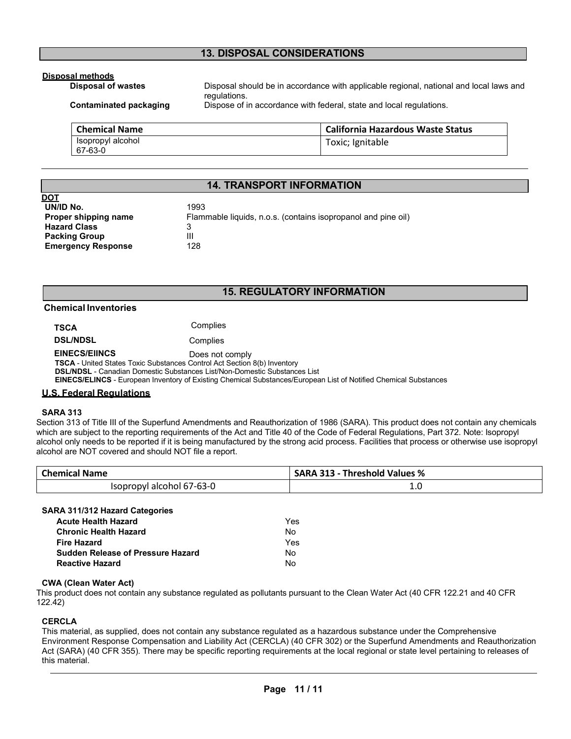## 13. DISPOSAL CONSIDERATIONS

**Disposal methods**

**Disposal of wastes** Disposal should be in accordance with applicable regional, national and local laws and regulations.

**Contaminated packaging** Dispose of in accordance with federal, state and local regulations.

| Chemical Name | California Hazardous Waste Status |
|---|---|
| Isopropyl alcohol 67-63-0 | Toxic; Ignitable |

## 14. TRANSPORT INFORMATION

**DOT**

| | |
|---|---|
| **UN/ID No.** | 1993 |
| **Proper shipping name** | Flammable liquids, n.o.s. (contains isopropanol and pine oil) |
| **Hazard Class** | 3 |
| **Packing Group** | III |
| **Emergency Response** | 128 |

## 15. REGULATORY INFORMATION

### Chemical Inventories

| | |
|---|---|
| **TSCA** | Complies |
| **DSL/NDSL** | Complies |
| **EINECS/EIINCS** | Does not comply |

**TSCA** - United States Toxic Substances Control Act Section 8(b) Inventory
**DSL/NDSL** - Canadian Domestic Substances List/Non-Domestic Substances List
**EINECS/ELINCS** - European Inventory of Existing Chemical Substances/European List of Notified Chemical Substances

### U.S. Federal Regulations

**SARA 313**

Section 313 of Title III of the Superfund Amendments and Reauthorization of 1986 (SARA). This product does not contain any chemicals which are subject to the reporting requirements of the Act and Title 40 of the Code of Federal Regulations, Part 372. Note: Isopropyl alcohol only needs to be reported if it is being manufactured by the strong acid process. Facilities that process or otherwise use isopropyl alcohol are NOT covered and should NOT file a report.

| Chemical Name | SARA 313 - Threshold Values % |
|---|---|
| Isopropyl alcohol 67-63-0 | 1.0 |

**SARA 311/312 Hazard Categories**

| | |
|---|---|
| **Acute Health Hazard** | Yes |
| **Chronic Health Hazard** | No |
| **Fire Hazard** | Yes |
| **Sudden Release of Pressure Hazard** | No |
| **Reactive Hazard** | No |

**CWA (Clean Water Act)**

This product does not contain any substance regulated as pollutants pursuant to the Clean Water Act (40 CFR 122.21 and 40 CFR 122.42)

**CERCLA**

This material, as supplied, does not contain any substance regulated as a hazardous substance under the Comprehensive Environment Response Compensation and Liability Act (CERCLA) (40 CFR 302) or the Superfund Amendments and Reauthorization Act (SARA) (40 CFR 355). There may be specific reporting requirements at the local regional or state level pertaining to releases of this material.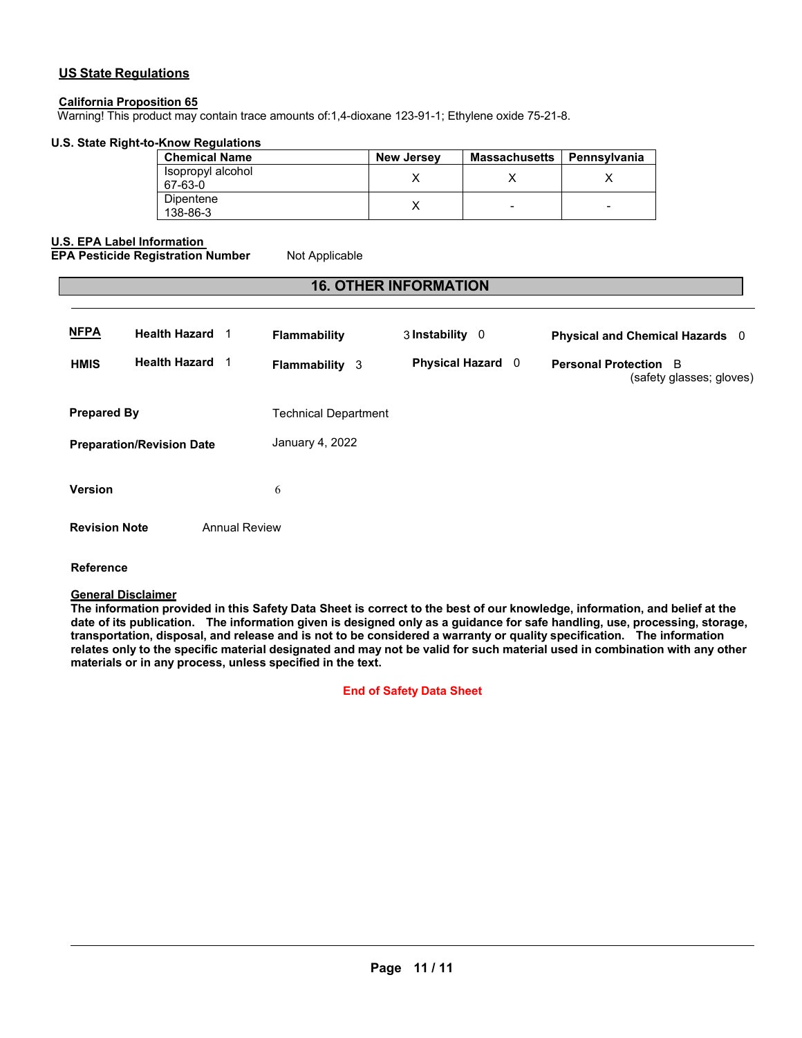### US State Regulations

#### California Proposition 65

Warning! This product may contain trace amounts of:1,4-dioxane 123-91-1; Ethylene oxide 75-21-8.

#### U.S. State Right-to-Know Regulations

| Chemical Name | New Jersey | Massachusetts | Pennsylvania |
|---|---|---|---|
| Isopropyl alcohol<br>67-63-0 | X | X | X |
| Dipentene<br>138-86-3 | X | - | - |

#### U.S. EPA Label Information

**EPA Pesticide Registration Number** Not Applicable

## 16. OTHER INFORMATION

| | | | | | | | | |
|---|---|---|---|---|---|---|---|---|
| **NFPA** | **Health Hazard** | 1 | **Flammability** | 3 | **Instability** | 0 | **Physical and Chemical Hazards** | 0 |
| **HMIS** | **Health Hazard** | 1 | **Flammability** | 3 | **Physical Hazard** | 0 | **Personal Protection** | B (safety glasses; gloves) |

**Prepared By** Technical Department

**Preparation/Revision Date** January 4, 2022

**Version** 6

**Revision Note** Annual Review

**Reference**

**General Disclaimer**

**The information provided in this Safety Data Sheet is correct to the best of our knowledge, information, and belief at the date of its publication. The information given is designed only as a guidance for safe handling, use, processing, storage, transportation, disposal, and release and is not to be considered a warranty or quality specification. The information relates only to the specific material designated and may not be valid for such material used in combination with any other materials or in any process, unless specified in the text.**

**End of Safety Data Sheet**